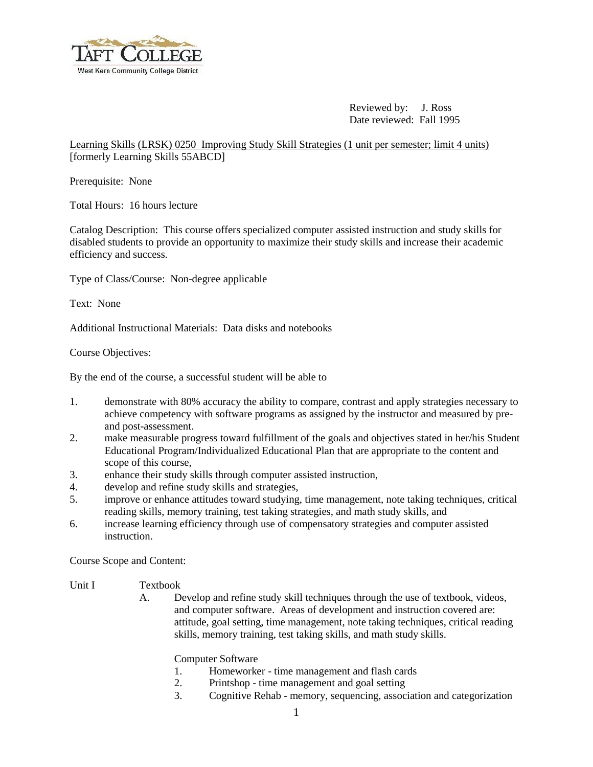TAFT COLLEGE
West Kern Community College District

Reviewed by: J. Ross
Date reviewed: Fall 1995

Learning Skills (LRSK) 0250 Improving Study Skill Strategies (1 unit per semester; limit 4 units)
[formerly Learning Skills 55ABCD]

Prerequisite: None

Total Hours: 16 hours lecture

Catalog Description: This course offers specialized computer assisted instruction and study skills for disabled students to provide an opportunity to maximize their study skills and increase their academic efficiency and success.

Type of Class/Course: Non-degree applicable

Text: None

Additional Instructional Materials: Data disks and notebooks

Course Objectives:

By the end of the course, a successful student will be able to

1. demonstrate with 80% accuracy the ability to compare, contrast and apply strategies necessary to achieve competency with software programs as assigned by the instructor and measured by pre- and post-assessment.
2. make measurable progress toward fulfillment of the goals and objectives stated in her/his Student Educational Program/Individualized Educational Plan that are appropriate to the content and scope of this course,
3. enhance their study skills through computer assisted instruction,
4. develop and refine study skills and strategies,
5. improve or enhance attitudes toward studying, time management, note taking techniques, critical reading skills, memory training, test taking strategies, and math study skills, and
6. increase learning efficiency through use of compensatory strategies and computer assisted instruction.

Course Scope and Content:

Unit I Textbook

A. Develop and refine study skill techniques through the use of textbook, videos, and computer software. Areas of development and instruction covered are: attitude, goal setting, time management, note taking techniques, critical reading skills, memory training, test taking skills, and math study skills.

Computer Software

1. Homeworker - time management and flash cards
2. Printshop - time management and goal setting
3. Cognitive Rehab - memory, sequencing, association and categorization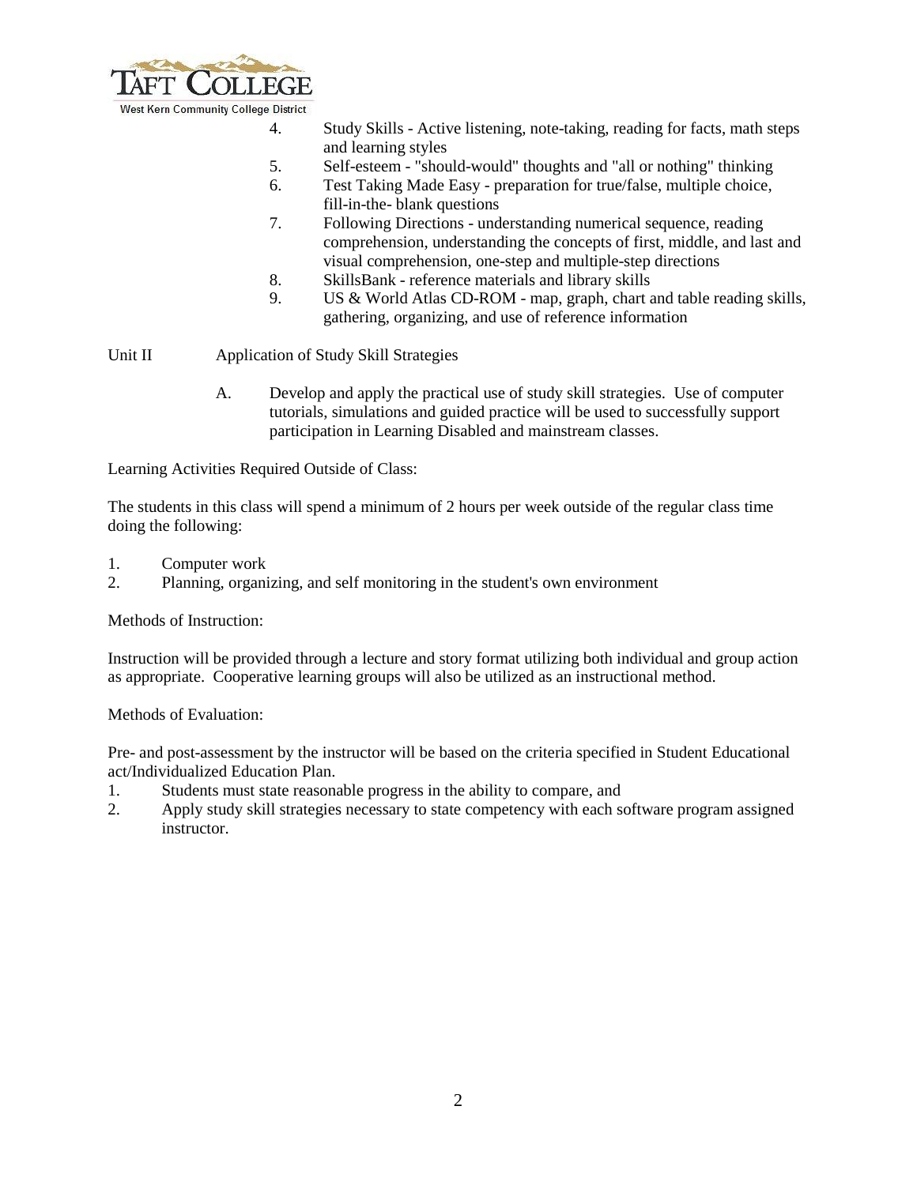4. Study Skills - Active listening, note-taking, reading for facts, math steps and learning styles
5. Self-esteem - "should-would" thoughts and "all or nothing" thinking
6. Test Taking Made Easy - preparation for true/false, multiple choice, fill-in-the- blank questions
7. Following Directions - understanding numerical sequence, reading comprehension, understanding the concepts of first, middle, and last and visual comprehension, one-step and multiple-step directions
8. SkillsBank - reference materials and library skills
9. US & World Atlas CD-ROM - map, graph, chart and table reading skills, gathering, organizing, and use of reference information

Unit II Application of Study Skill Strategies

A. Develop and apply the practical use of study skill strategies. Use of computer tutorials, simulations and guided practice will be used to successfully support participation in Learning Disabled and mainstream classes.

Learning Activities Required Outside of Class:

The students in this class will spend a minimum of 2 hours per week outside of the regular class time doing the following:

1. Computer work
2. Planning, organizing, and self monitoring in the student's own environment

Methods of Instruction:

Instruction will be provided through a lecture and story format utilizing both individual and group action as appropriate. Cooperative learning groups will also be utilized as an instructional method.

Methods of Evaluation:

Pre- and post-assessment by the instructor will be based on the criteria specified in Student Educational act/Individualized Education Plan.

1. Students must state reasonable progress in the ability to compare, and
2. Apply study skill strategies necessary to state competency with each software program assigned instructor.